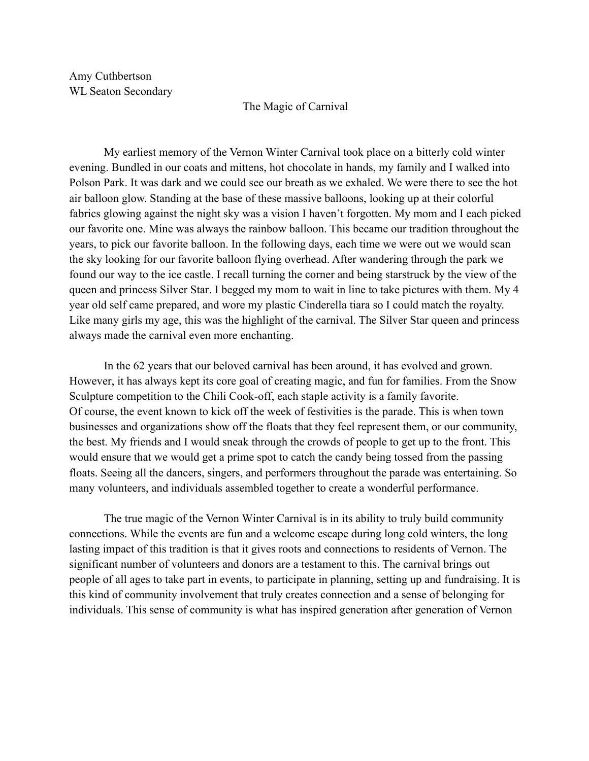Amy Cuthbertson
WL Seaton Secondary

# The Magic of Carnival

My earliest memory of the Vernon Winter Carnival took place on a bitterly cold winter evening. Bundled in our coats and mittens, hot chocolate in hands, my family and I walked into Polson Park. It was dark and we could see our breath as we exhaled. We were there to see the hot air balloon glow. Standing at the base of these massive balloons, looking up at their colorful fabrics glowing against the night sky was a vision I haven't forgotten. My mom and I each picked our favorite one. Mine was always the rainbow balloon. This became our tradition throughout the years, to pick our favorite balloon. In the following days, each time we were out we would scan the sky looking for our favorite balloon flying overhead. After wandering through the park we found our way to the ice castle. I recall turning the corner and being starstruck by the view of the queen and princess Silver Star. I begged my mom to wait in line to take pictures with them. My 4 year old self came prepared, and wore my plastic Cinderella tiara so I could match the royalty. Like many girls my age, this was the highlight of the carnival. The Silver Star queen and princess always made the carnival even more enchanting.

In the 62 years that our beloved carnival has been around, it has evolved and grown. However, it has always kept its core goal of creating magic, and fun for families. From the Snow Sculpture competition to the Chili Cook-off, each staple activity is a family favorite.
Of course, the event known to kick off the week of festivities is the parade. This is when town businesses and organizations show off the floats that they feel represent them, or our community, the best. My friends and I would sneak through the crowds of people to get up to the front. This would ensure that we would get a prime spot to catch the candy being tossed from the passing floats. Seeing all the dancers, singers, and performers throughout the parade was entertaining. So many volunteers, and individuals assembled together to create a wonderful performance.

The true magic of the Vernon Winter Carnival is in its ability to truly build community connections. While the events are fun and a welcome escape during long cold winters, the long lasting impact of this tradition is that it gives roots and connections to residents of Vernon. The significant number of volunteers and donors are a testament to this. The carnival brings out people of all ages to take part in events, to participate in planning, setting up and fundraising. It is this kind of community involvement that truly creates connection and a sense of belonging for individuals. This sense of community is what has inspired generation after generation of Vernon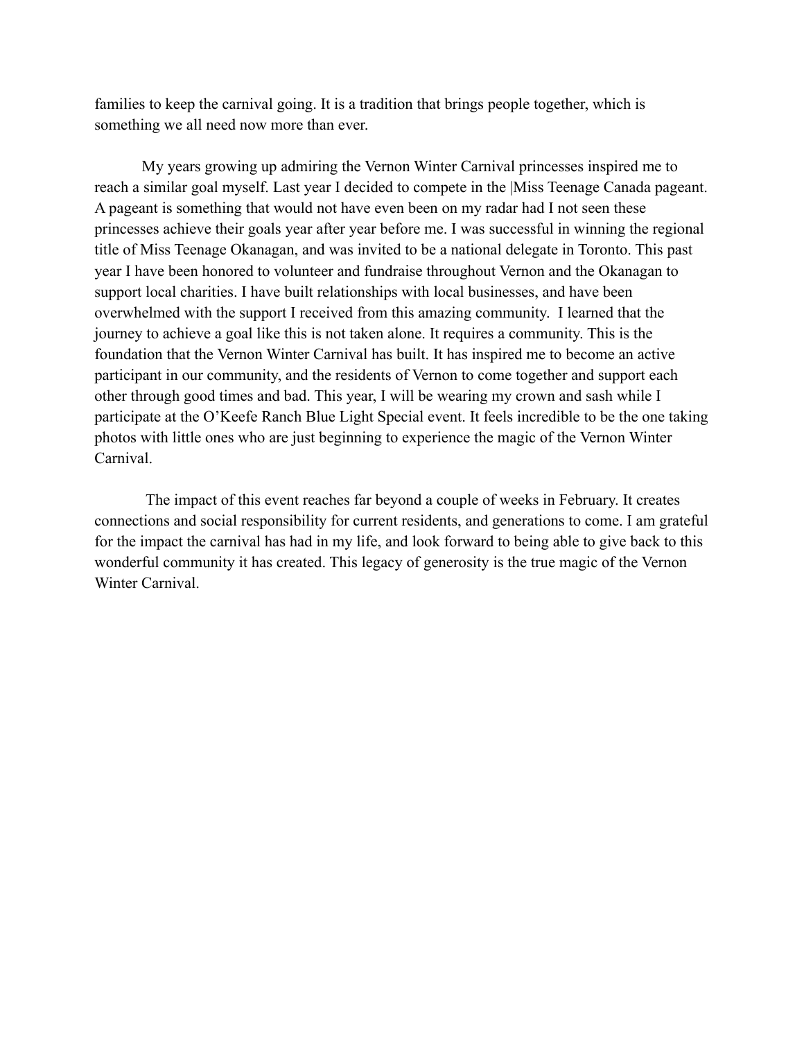families to keep the carnival going. It is a tradition that brings people together, which is something we all need now more than ever.

My years growing up admiring the Vernon Winter Carnival princesses inspired me to reach a similar goal myself. Last year I decided to compete in the |Miss Teenage Canada pageant. A pageant is something that would not have even been on my radar had I not seen these princesses achieve their goals year after year before me. I was successful in winning the regional title of Miss Teenage Okanagan, and was invited to be a national delegate in Toronto. This past year I have been honored to volunteer and fundraise throughout Vernon and the Okanagan to support local charities. I have built relationships with local businesses, and have been overwhelmed with the support I received from this amazing community. I learned that the journey to achieve a goal like this is not taken alone. It requires a community. This is the foundation that the Vernon Winter Carnival has built. It has inspired me to become an active participant in our community, and the residents of Vernon to come together and support each other through good times and bad. This year, I will be wearing my crown and sash while I participate at the O'Keefe Ranch Blue Light Special event. It feels incredible to be the one taking photos with little ones who are just beginning to experience the magic of the Vernon Winter Carnival.

The impact of this event reaches far beyond a couple of weeks in February. It creates connections and social responsibility for current residents, and generations to come. I am grateful for the impact the carnival has had in my life, and look forward to being able to give back to this wonderful community it has created. This legacy of generosity is the true magic of the Vernon Winter Carnival.